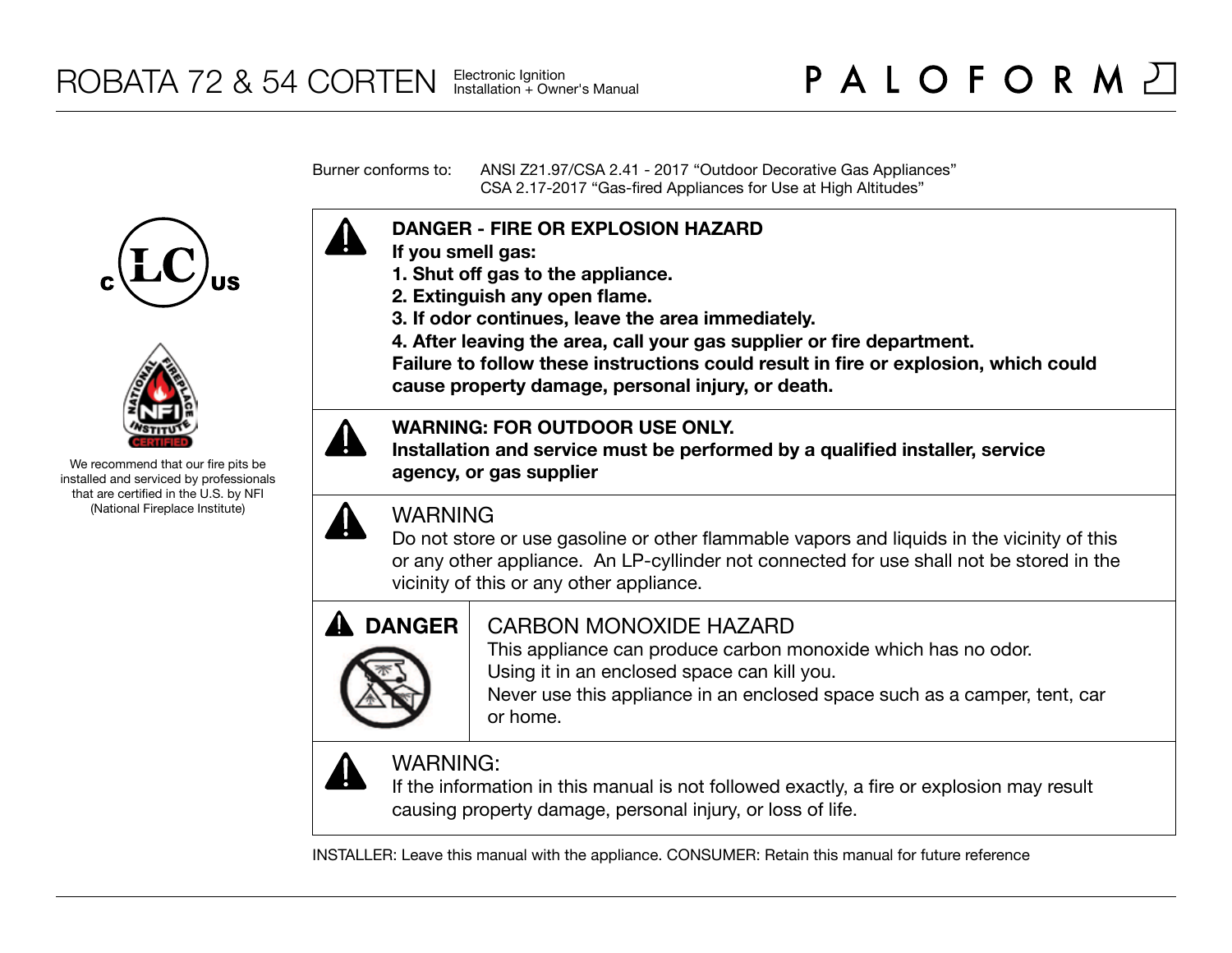# ROBATA 72 & 54 CORTEN

Electronic Ignition
Installation + Owner's Manual

PALOFORM

We recommend that our fire pits be installed and serviced by professionals that are certified in the U.S. by NFI (National Fireplace Institute)

Burner conforms to: ANSI Z21.97/CSA 2.41 - 2017 “Outdoor Decorative Gas Appliances”
CSA 2.17-2017 “Gas-fired Appliances for Use at High Altitudes”

**DANGER - FIRE OR EXPLOSION HAZARD**
**If you smell gas:**
**1. Shut off gas to the appliance.**
**2. Extinguish any open flame.**
**3. If odor continues, leave the area immediately.**
**4. After leaving the area, call your gas supplier or fire department.**
**Failure to follow these instructions could result in fire or explosion, which could cause property damage, personal injury, or death.**

**WARNING: FOR OUTDOOR USE ONLY.**
**Installation and service must be performed by a qualified installer, service agency, or gas supplier**

WARNING
Do not store or use gasoline or other flammable vapors and liquids in the vicinity of this or any other appliance. An LP-cyllinder not connected for use shall not be stored in the vicinity of this or any other appliance.

**DANGER**

CARBON MONOXIDE HAZARD
This appliance can produce carbon monoxide which has no odor.
Using it in an enclosed space can kill you.
Never use this appliance in an enclosed space such as a camper, tent, car or home.

WARNING:
If the information in this manual is not followed exactly, a fire or explosion may result causing property damage, personal injury, or loss of life.

INSTALLER: Leave this manual with the appliance. CONSUMER: Retain this manual for future reference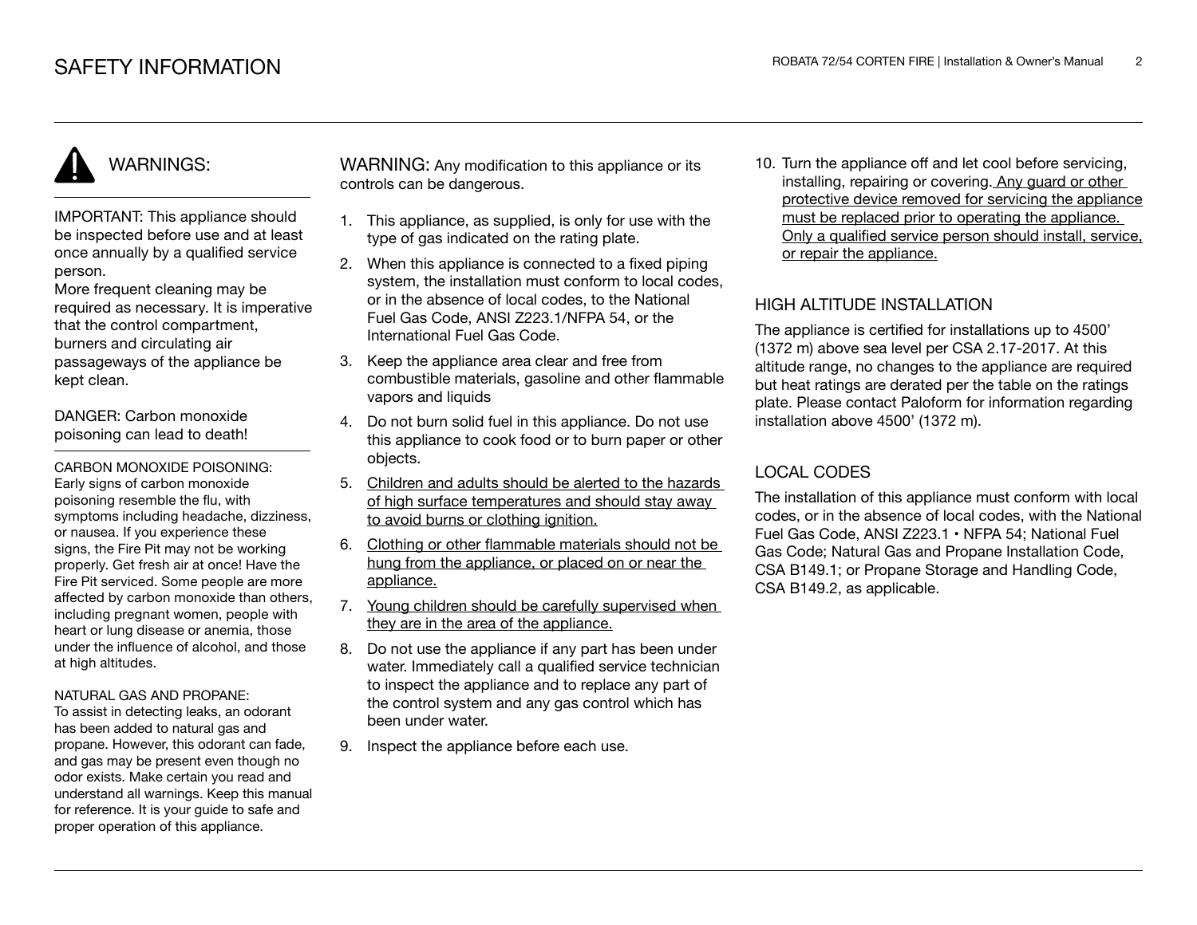# SAFETY INFORMATION

## WARNINGS:

IMPORTANT: This appliance should be inspected before use and at least once annually by a qualified service person.
More frequent cleaning may be required as necessary. It is imperative that the control compartment, burners and circulating air passageways of the appliance be kept clean.

DANGER: Carbon monoxide poisoning can lead to death!

CARBON MONOXIDE POISONING:
Early signs of carbon monoxide poisoning resemble the flu, with symptoms including headache, dizziness, or nausea. If you experience these signs, the Fire Pit may not be working properly. Get fresh air at once! Have the Fire Pit serviced. Some people are more affected by carbon monoxide than others, including pregnant women, people with heart or lung disease or anemia, those under the influence of alcohol, and those at high altitudes.

NATURAL GAS AND PROPANE:
To assist in detecting leaks, an odorant has been added to natural gas and propane. However, this odorant can fade, and gas may be present even though no odor exists. Make certain you read and understand all warnings. Keep this manual for reference. It is your guide to safe and proper operation of this appliance.

WARNING: Any modification to this appliance or its controls can be dangerous.

1. This appliance, as supplied, is only for use with the type of gas indicated on the rating plate.
2. When this appliance is connected to a fixed piping system, the installation must conform to local codes, or in the absence of local codes, to the National Fuel Gas Code, ANSI Z223.1/NFPA 54, or the International Fuel Gas Code.
3. Keep the appliance area clear and free from combustible materials, gasoline and other flammable vapors and liquids
4. Do not burn solid fuel in this appliance. Do not use this appliance to cook food or to burn paper or other objects.
5. Children and adults should be alerted to the hazards of high surface temperatures and should stay away to avoid burns or clothing ignition.
6. Clothing or other flammable materials should not be hung from the appliance, or placed on or near the appliance.
7. Young children should be carefully supervised when they are in the area of the appliance.
8. Do not use the appliance if any part has been under water. Immediately call a qualified service technician to inspect the appliance and to replace any part of the control system and any gas control which has been under water.
9. Inspect the appliance before each use.
10. Turn the appliance off and let cool before servicing, installing, repairing or covering. Any guard or other protective device removed for servicing the appliance must be replaced prior to operating the appliance. Only a qualified service person should install, service, or repair the appliance.

## HIGH ALTITUDE INSTALLATION

The appliance is certified for installations up to 4500' (1372 m) above sea level per CSA 2.17-2017. At this altitude range, no changes to the appliance are required but heat ratings are derated per the table on the ratings plate. Please contact Paloform for information regarding installation above 4500' (1372 m).

## LOCAL CODES

The installation of this appliance must conform with local codes, or in the absence of local codes, with the National Fuel Gas Code, ANSI Z223.1 • NFPA 54; National Fuel Gas Code; Natural Gas and Propane Installation Code, CSA B149.1; or Propane Storage and Handling Code, CSA B149.2, as applicable.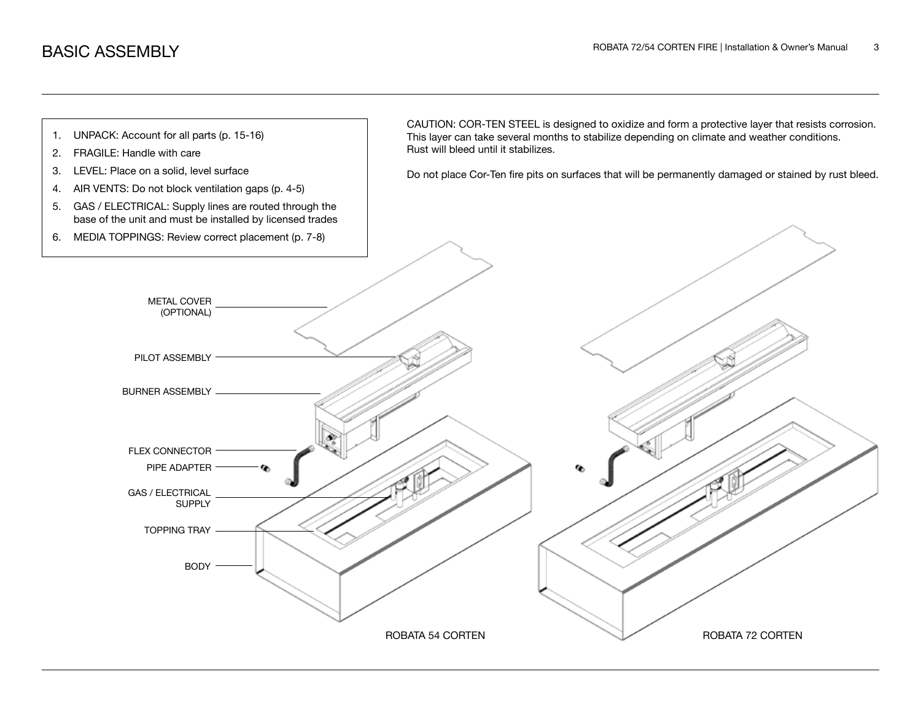# BASIC ASSEMBLY

1. UNPACK: Account for all parts (p. 15-16)
2. FRAGILE: Handle with care
3. LEVEL: Place on a solid, level surface
4. AIR VENTS: Do not block ventilation gaps (p. 4-5)
5. GAS / ELECTRICAL: Supply lines are routed through the base of the unit and must be installed by licensed trades
6. MEDIA TOPPINGS: Review correct placement (p. 7-8)

CAUTION: COR-TEN STEEL is designed to oxidize and form a protective layer that resists corrosion. This layer can take several months to stabilize depending on climate and weather conditions. Rust will bleed until it stabilizes.

Do not place Cor-Ten fire pits on surfaces that will be permanently damaged or stained by rust bleed.

METAL COVER (OPTIONAL)

PILOT ASSEMBLY

BURNER ASSEMBLY

FLEX CONNECTOR

PIPE ADAPTER

GAS / ELECTRICAL SUPPLY

TOPPING TRAY

BODY

ROBATA 54 CORTEN

ROBATA 72 CORTEN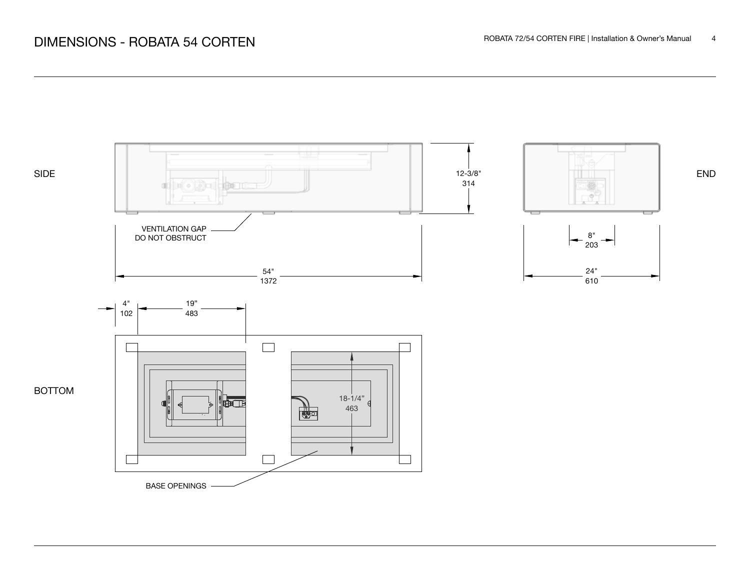# DIMENSIONS - ROBATA 54 CORTEN

SIDE

12-3/8"
314

VENTILATION GAP
DO NOT OBSTRUCT

54"
1372

END

8"
203

24"
610

BOTTOM

4"
102

19"
483

18-1/4"
463

BASE OPENINGS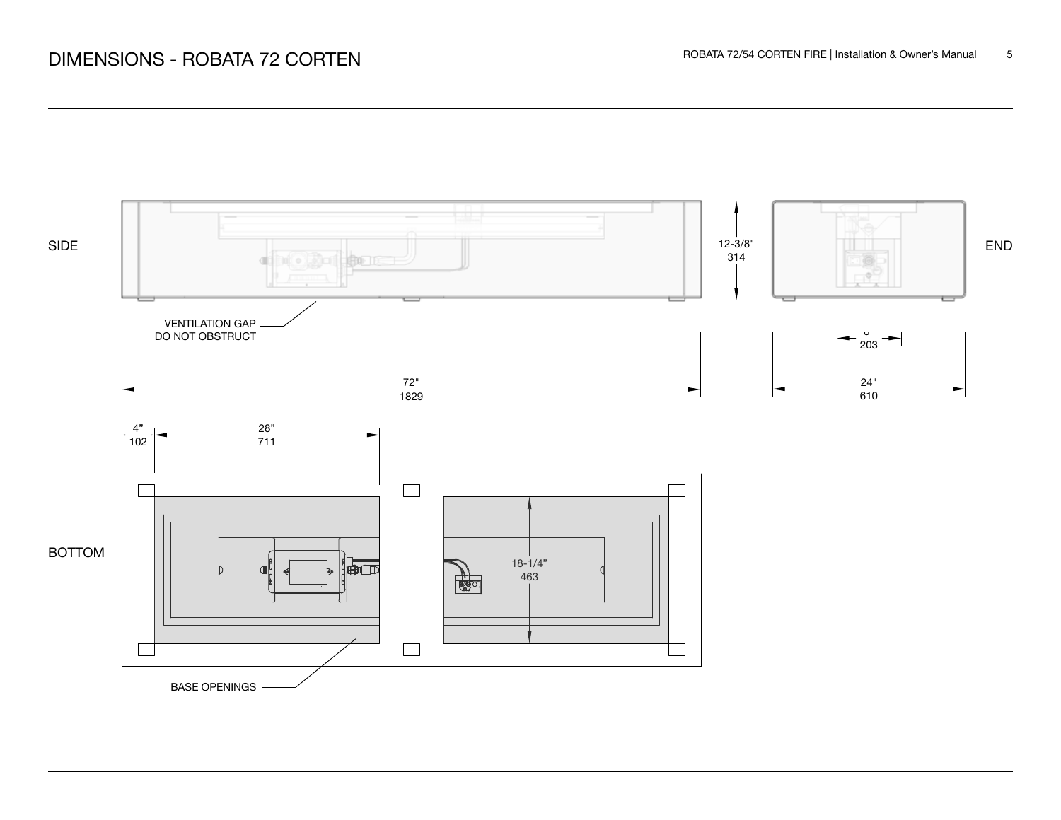# DIMENSIONS - ROBATA 72 CORTEN

SIDE

12-3/8"
314

VENTILATION GAP
DO NOT OBSTRUCT

72"
1829

END

8"
203

24"
610

BOTTOM

4"
102

28"
711

18-1/4"
463

BASE OPENINGS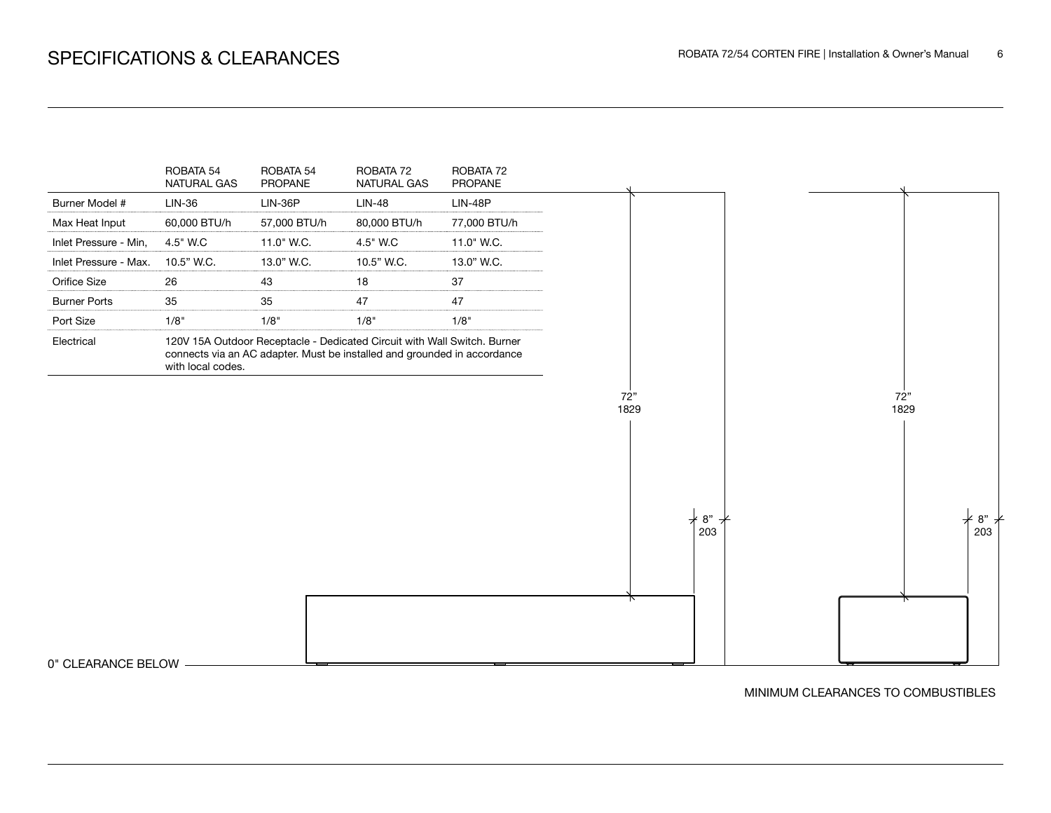# SPECIFICATIONS & CLEARANCES

| | ROBATA 54 NATURAL GAS | ROBATA 54 PROPANE | ROBATA 72 NATURAL GAS | ROBATA 72 PROPANE |
|---|---|---|---|---|
| Burner Model # | LIN-36 | LIN-36P | LIN-48 | LIN-48P |
| Max Heat Input | 60,000 BTU/h | 57,000 BTU/h | 80,000 BTU/h | 77,000 BTU/h |
| Inlet Pressure - Min, | 4.5" W.C | 11.0" W.C. | 4.5" W.C | 11.0" W.C. |
| Inlet Pressure - Max. | 10.5" W.C. | 13.0" W.C. | 10.5" W.C. | 13.0" W.C. |
| Orifice Size | 26 | 43 | 18 | 37 |
| Burner Ports | 35 | 35 | 47 | 47 |
| Port Size | 1/8" | 1/8" | 1/8" | 1/8" |
| Electrical | 120V 15A Outdoor Receptacle - Dedicated Circuit with Wall Switch. Burner connects via an AC adapter. Must be installed and grounded in accordance with local codes. | | | |

72”
1829

8”
203

72”
1829

8”
203

0" CLEARANCE BELOW

MINIMUM CLEARANCES TO COMBUSTIBLES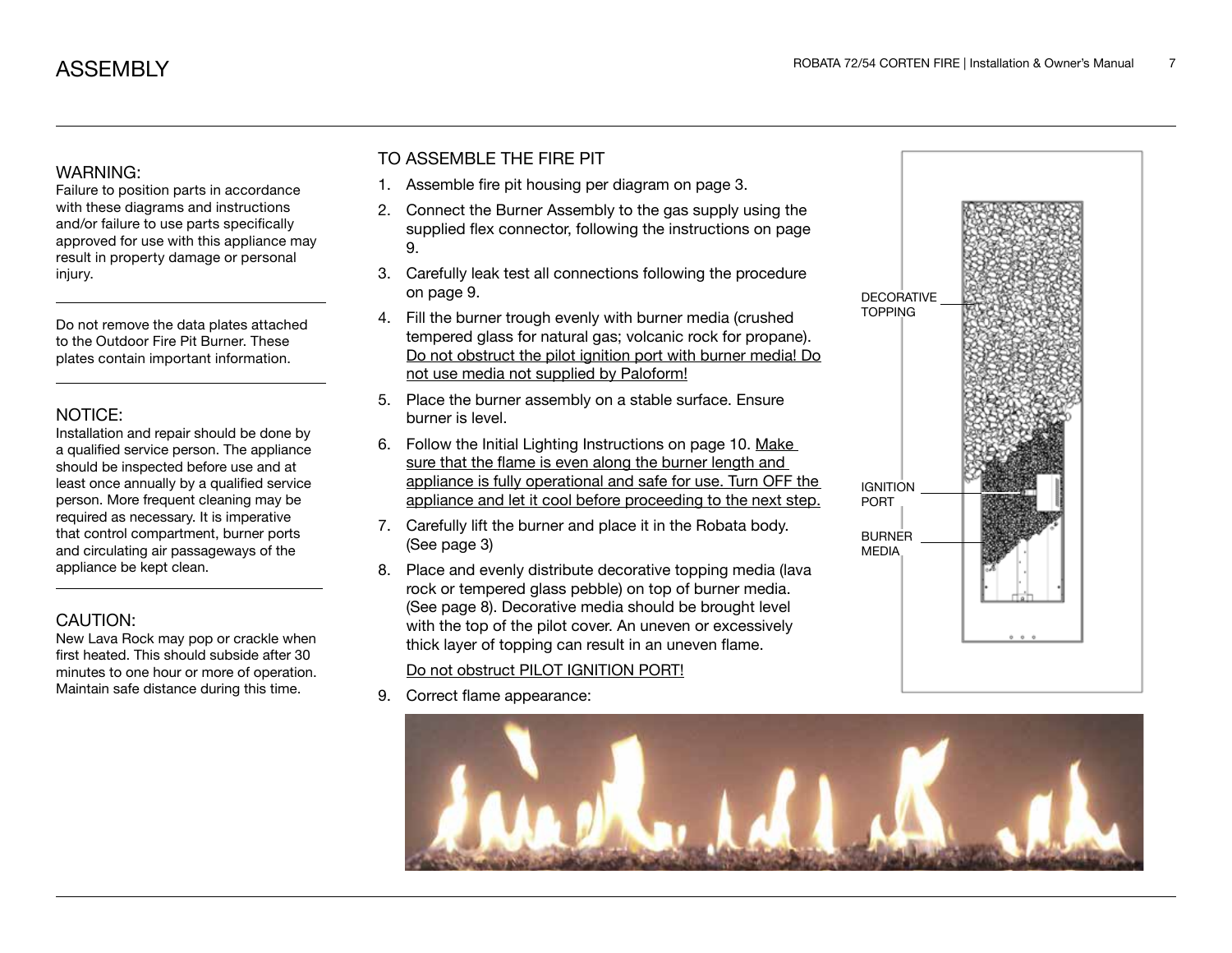# ASSEMBLY

### WARNING:

Failure to position parts in accordance with these diagrams and instructions and/or failure to use parts specifically approved for use with this appliance may result in property damage or personal injury.

---

Do not remove the data plates attached to the Outdoor Fire Pit Burner. These plates contain important information.

---

### NOTICE:

Installation and repair should be done by a qualified service person. The appliance should be inspected before use and at least once annually by a qualified service person. More frequent cleaning may be required as necessary. It is imperative that control compartment, burner ports and circulating air passageways of the appliance be kept clean.

---

### CAUTION:

New Lava Rock may pop or crackle when first heated. This should subside after 30 minutes to one hour or more of operation. Maintain safe distance during this time.

## TO ASSEMBLE THE FIRE PIT

1. Assemble fire pit housing per diagram on page 3.
2. Connect the Burner Assembly to the gas supply using the supplied flex connector, following the instructions on page 9.
3. Carefully leak test all connections following the procedure on page 9.
4. Fill the burner trough evenly with burner media (crushed tempered glass for natural gas; volcanic rock for propane). <u>Do not obstruct the pilot ignition port with burner media! Do not use media not supplied by Paloform!</u>
5. Place the burner assembly on a stable surface. Ensure burner is level.
6. Follow the Initial Lighting Instructions on page 10. <u>Make sure that the flame is even along the burner length and appliance is fully operational and safe for use. Turn OFF the appliance and let it cool before proceeding to the next step.</u>
7. Carefully lift the burner and place it in the Robata body. (See page 3)
8. Place and evenly distribute decorative topping media (lava rock or tempered glass pebble) on top of burner media. (See page 8). Decorative media should be brought level with the top of the pilot cover. An uneven or excessively thick layer of topping can result in an uneven flame.

   <u>Do not obstruct PILOT IGNITION PORT!</u>
9. Correct flame appearance:

DECORATIVE TOPPING

IGNITION PORT

BURNER MEDIA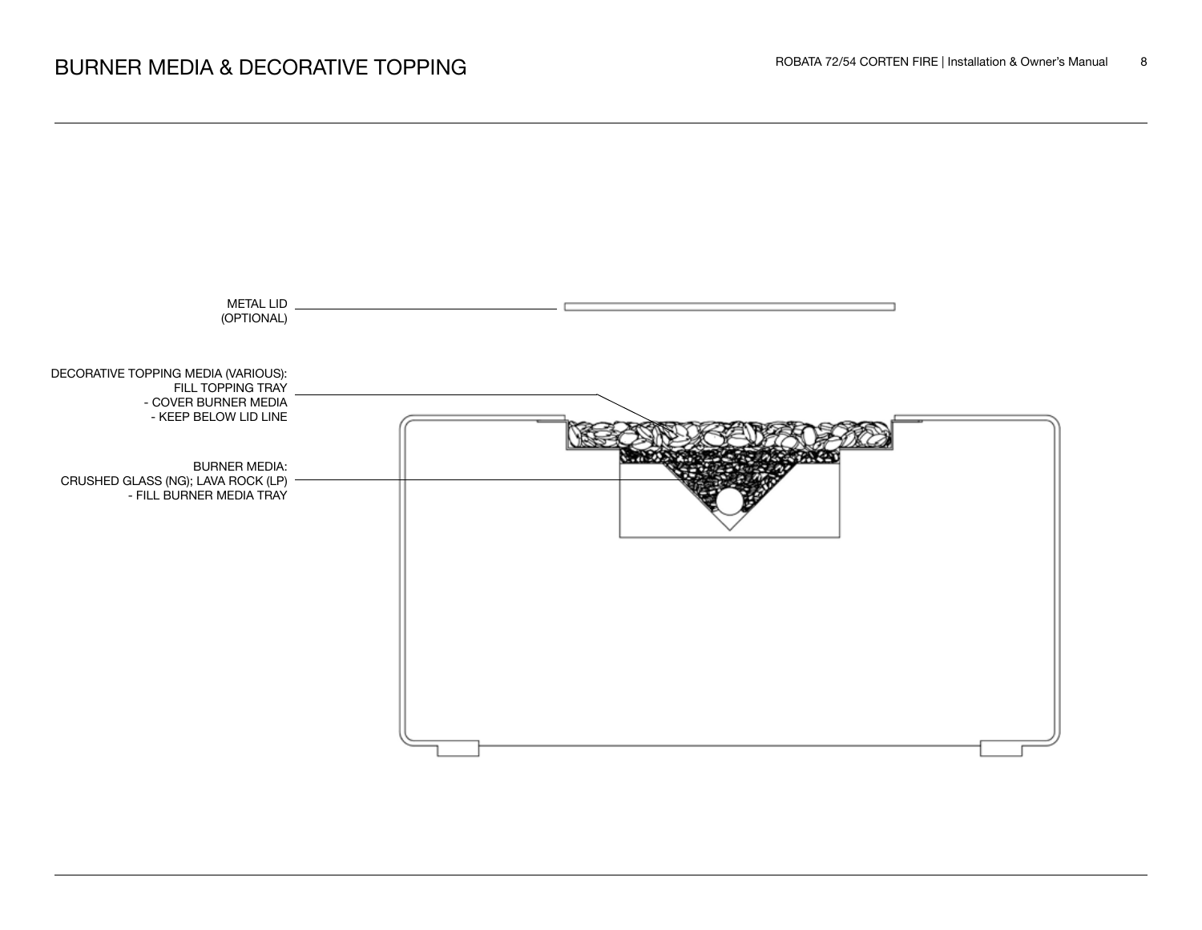# BURNER MEDIA & DECORATIVE TOPPING

METAL LID
(OPTIONAL)

DECORATIVE TOPPING MEDIA (VARIOUS):
FILL TOPPING TRAY
- COVER BURNER MEDIA
- KEEP BELOW LID LINE

BURNER MEDIA:
CRUSHED GLASS (NG); LAVA ROCK (LP)
- FILL BURNER MEDIA TRAY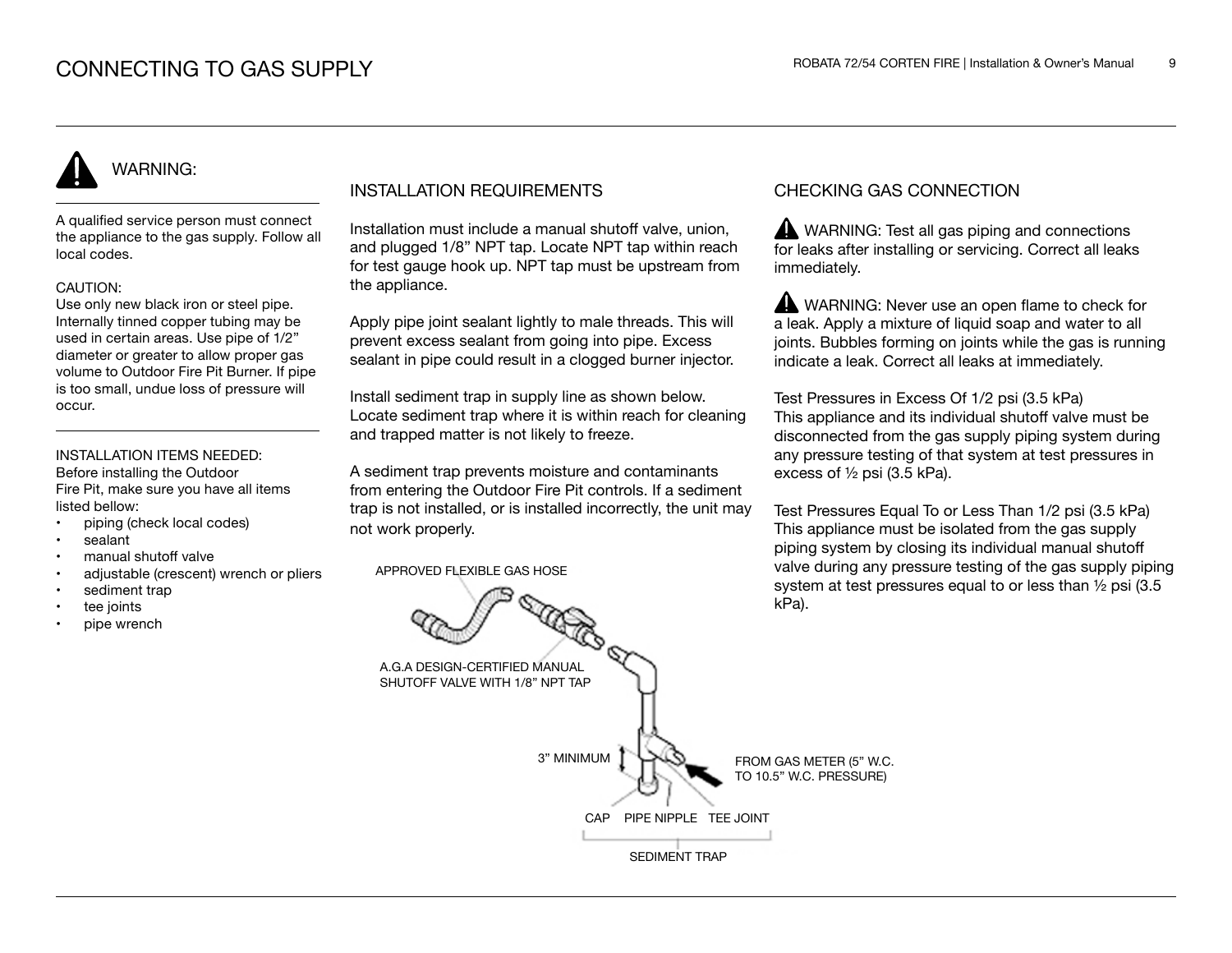# CONNECTING TO GAS SUPPLY

## ⚠ WARNING:

A qualified service person must connect the appliance to the gas supply. Follow all local codes.

CAUTION:
Use only new black iron or steel pipe. Internally tinned copper tubing may be used in certain areas. Use pipe of 1/2" diameter or greater to allow proper gas volume to Outdoor Fire Pit Burner. If pipe is too small, undue loss of pressure will occur.

INSTALLATION ITEMS NEEDED:
Before installing the Outdoor Fire Pit, make sure you have all items listed bellow:

- piping (check local codes)
- sealant
- manual shutoff valve
- adjustable (crescent) wrench or pliers
- sediment trap
- tee joints
- pipe wrench

## INSTALLATION REQUIREMENTS

Installation must include a manual shutoff valve, union, and plugged 1/8" NPT tap. Locate NPT tap within reach for test gauge hook up. NPT tap must be upstream from the appliance.

Apply pipe joint sealant lightly to male threads. This will prevent excess sealant from going into pipe. Excess sealant in pipe could result in a clogged burner injector.

Install sediment trap in supply line as shown below. Locate sediment trap where it is within reach for cleaning and trapped matter is not likely to freeze.

A sediment trap prevents moisture and contaminants from entering the Outdoor Fire Pit controls. If a sediment trap is not installed, or is installed incorrectly, the unit may not work properly.

APPROVED FLEXIBLE GAS HOSE

A.G.A DESIGN-CERTIFIED MANUAL SHUTOFF VALVE WITH 1/8" NPT TAP

3" MINIMUM

FROM GAS METER (5" W.C. TO 10.5" W.C. PRESSURE)

CAP PIPE NIPPLE TEE JOINT

SEDIMENT TRAP

## CHECKING GAS CONNECTION

⚠ WARNING: Test all gas piping and connections for leaks after installing or servicing. Correct all leaks immediately.

⚠ WARNING: Never use an open flame to check for a leak. Apply a mixture of liquid soap and water to all joints. Bubbles forming on joints while the gas is running indicate a leak. Correct all leaks at immediately.

Test Pressures in Excess Of 1/2 psi (3.5 kPa)
This appliance and its individual shutoff valve must be disconnected from the gas supply piping system during any pressure testing of that system at test pressures in excess of ½ psi (3.5 kPa).

Test Pressures Equal To or Less Than 1/2 psi (3.5 kPa)
This appliance must be isolated from the gas supply piping system by closing its individual manual shutoff valve during any pressure testing of the gas supply piping system at test pressures equal to or less than ½ psi (3.5 kPa).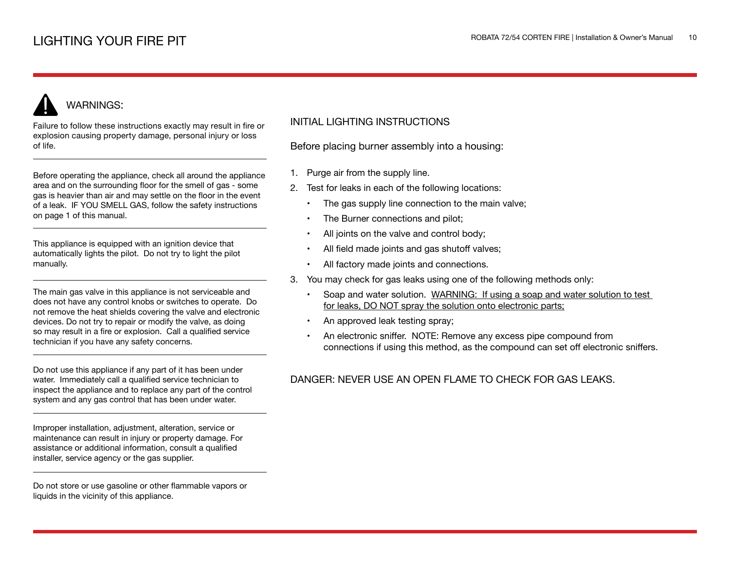# LIGHTING YOUR FIRE PIT

## WARNINGS:

Failure to follow these instructions exactly may result in fire or explosion causing property damage, personal injury or loss of life.

---

Before operating the appliance, check all around the appliance area and on the surrounding floor for the smell of gas - some gas is heavier than air and may settle on the floor in the event of a leak. IF YOU SMELL GAS, follow the safety instructions on page 1 of this manual.

---

This appliance is equipped with an ignition device that automatically lights the pilot. Do not try to light the pilot manually.

---

The main gas valve in this appliance is not serviceable and does not have any control knobs or switches to operate. Do not remove the heat shields covering the valve and electronic devices. Do not try to repair or modify the valve, as doing so may result in a fire or explosion. Call a qualified service technician if you have any safety concerns.

---

Do not use this appliance if any part of it has been under water. Immediately call a qualified service technician to inspect the appliance and to replace any part of the control system and any gas control that has been under water.

---

Improper installation, adjustment, alteration, service or maintenance can result in injury or property damage. For assistance or additional information, consult a qualified installer, service agency or the gas supplier.

---

Do not store or use gasoline or other flammable vapors or liquids in the vicinity of this appliance.

## INITIAL LIGHTING INSTRUCTIONS

Before placing burner assembly into a housing:

1. Purge air from the supply line.
2. Test for leaks in each of the following locations:
   - The gas supply line connection to the main valve;
   - The Burner connections and pilot;
   - All joints on the valve and control body;
   - All field made joints and gas shutoff valves;
   - All factory made joints and connections.
3. You may check for gas leaks using one of the following methods only:
   - Soap and water solution. <u>WARNING: If using a soap and water solution to test for leaks, DO NOT spray the solution onto electronic parts;</u>
   - An approved leak testing spray;
   - An electronic sniffer. NOTE: Remove any excess pipe compound from connections if using this method, as the compound can set off electronic sniffers.

DANGER: NEVER USE AN OPEN FLAME TO CHECK FOR GAS LEAKS.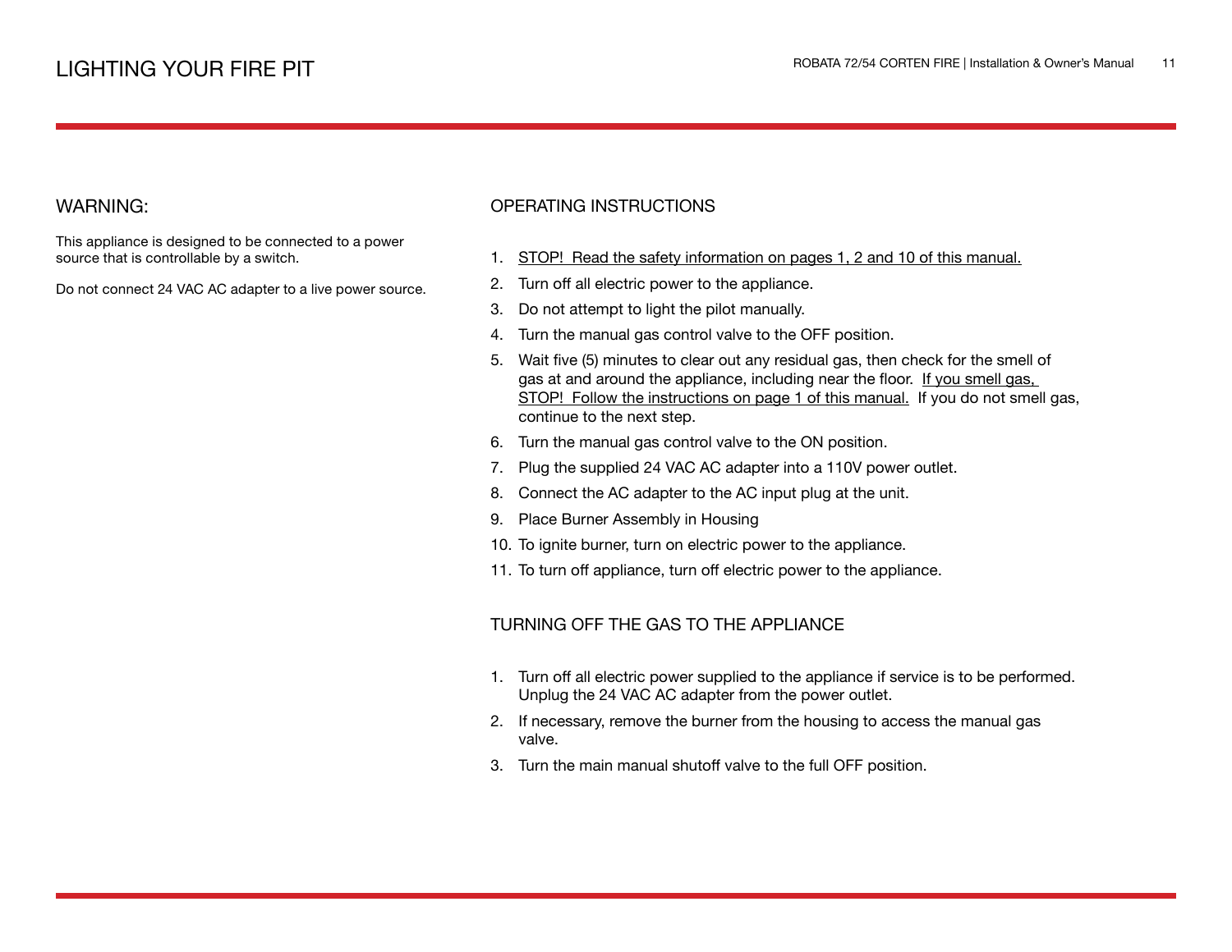# LIGHTING YOUR FIRE PIT

## WARNING:

This appliance is designed to be connected to a power source that is controllable by a switch.

Do not connect 24 VAC AC adapter to a live power source.

## OPERATING INSTRUCTIONS

1. STOP! Read the safety information on pages 1, 2 and 10 of this manual.
2. Turn off all electric power to the appliance.
3. Do not attempt to light the pilot manually.
4. Turn the manual gas control valve to the OFF position.
5. Wait five (5) minutes to clear out any residual gas, then check for the smell of gas at and around the appliance, including near the floor. If you smell gas, STOP! Follow the instructions on page 1 of this manual. If you do not smell gas, continue to the next step.
6. Turn the manual gas control valve to the ON position.
7. Plug the supplied 24 VAC AC adapter into a 110V power outlet.
8. Connect the AC adapter to the AC input plug at the unit.
9. Place Burner Assembly in Housing
10. To ignite burner, turn on electric power to the appliance.
11. To turn off appliance, turn off electric power to the appliance.

## TURNING OFF THE GAS TO THE APPLIANCE

1. Turn off all electric power supplied to the appliance if service is to be performed. Unplug the 24 VAC AC adapter from the power outlet.
2. If necessary, remove the burner from the housing to access the manual gas valve.
3. Turn the main manual shutoff valve to the full OFF position.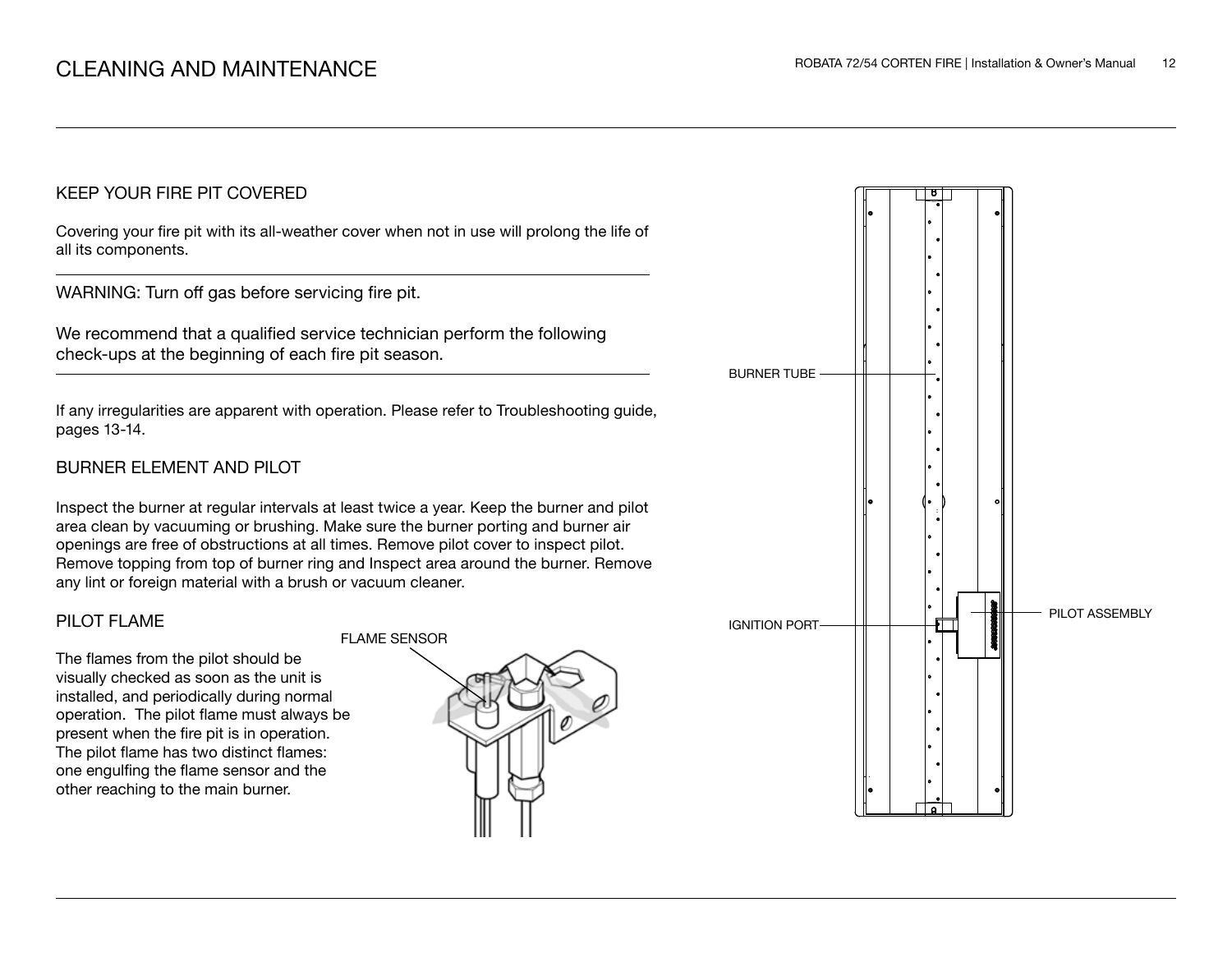# CLEANING AND MAINTENANCE

## KEEP YOUR FIRE PIT COVERED

Covering your fire pit with its all-weather cover when not in use will prolong the life of all its components.

WARNING: Turn off gas before servicing fire pit.

We recommend that a qualified service technician perform the following check-ups at the beginning of each fire pit season.

If any irregularities are apparent with operation. Please refer to Troubleshooting guide, pages 13-14.

## BURNER ELEMENT AND PILOT

Inspect the burner at regular intervals at least twice a year. Keep the burner and pilot area clean by vacuuming or brushing. Make sure the burner porting and burner air openings are free of obstructions at all times. Remove pilot cover to inspect pilot. Remove topping from top of burner ring and Inspect area around the burner. Remove any lint or foreign material with a brush or vacuum cleaner.

## PILOT FLAME

The flames from the pilot should be visually checked as soon as the unit is installed, and periodically during normal operation. The pilot flame must always be present when the fire pit is in operation. The pilot flame has two distinct flames: one engulfing the flame sensor and the other reaching to the main burner.

FLAME SENSOR

BURNER TUBE

IGNITION PORT

PILOT ASSEMBLY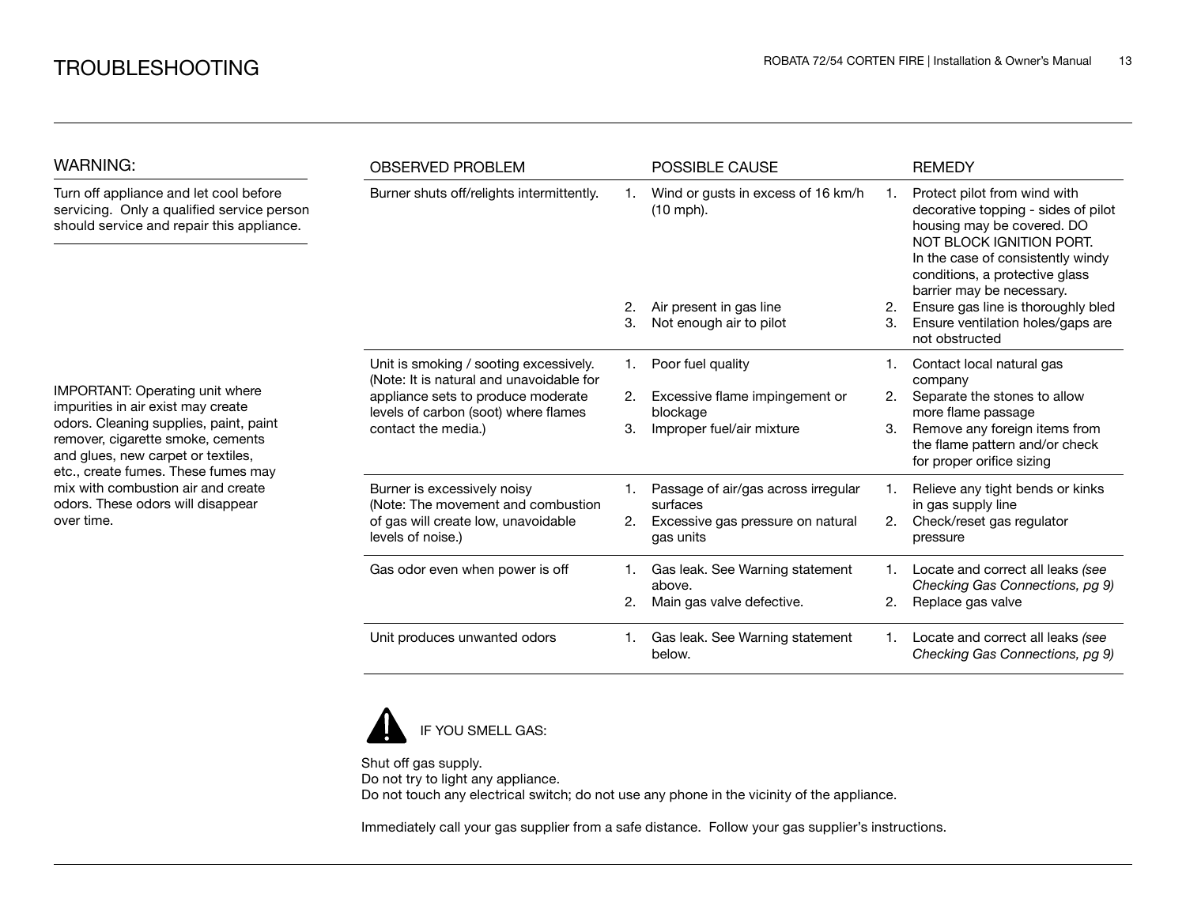# TROUBLESHOOTING

## WARNING:

Turn off appliance and let cool before servicing. Only a qualified service person should service and repair this appliance.

IMPORTANT: Operating unit where impurities in air exist may create odors. Cleaning supplies, paint, paint remover, cigarette smoke, cements and glues, new carpet or textiles, etc., create fumes. These fumes may mix with combustion air and create odors. These odors will disappear over time.

| OBSERVED PROBLEM | POSSIBLE CAUSE | REMEDY |
|---|---|---|
| Burner shuts off/relights intermittently. | 1. Wind or gusts in excess of 16 km/h (10 mph).<br>2. Air present in gas line<br>3. Not enough air to pilot | 1. Protect pilot from wind with decorative topping - sides of pilot housing may be covered. DO NOT BLOCK IGNITION PORT. In the case of consistently windy conditions, a protective glass barrier may be necessary.<br>2. Ensure gas line is thoroughly bled<br>3. Ensure ventilation holes/gaps are not obstructed |
| Unit is smoking / sooting excessively. (Note: It is natural and unavoidable for appliance sets to produce moderate levels of carbon (soot) where flames contact the media.) | 1. Poor fuel quality<br>2. Excessive flame impingement or blockage<br>3. Improper fuel/air mixture | 1. Contact local natural gas company<br>2. Separate the stones to allow more flame passage<br>3. Remove any foreign items from the flame pattern and/or check for proper orifice sizing |
| Burner is excessively noisy (Note: The movement and combustion of gas will create low, unavoidable levels of noise.) | 1. Passage of air/gas across irregular surfaces<br>2. Excessive gas pressure on natural gas units | 1. Relieve any tight bends or kinks in gas supply line<br>2. Check/reset gas regulator pressure |
| Gas odor even when power is off | 1. Gas leak. See Warning statement above.<br>2. Main gas valve defective. | 1. Locate and correct all leaks *(see Checking Gas Connections, pg 9)*<br>2. Replace gas valve |
| Unit produces unwanted odors | 1. Gas leak. See Warning statement below. | 1. Locate and correct all leaks *(see Checking Gas Connections, pg 9)* |

IF YOU SMELL GAS:

Shut off gas supply.
Do not try to light any appliance.
Do not touch any electrical switch; do not use any phone in the vicinity of the appliance.

Immediately call your gas supplier from a safe distance. Follow your gas supplier's instructions.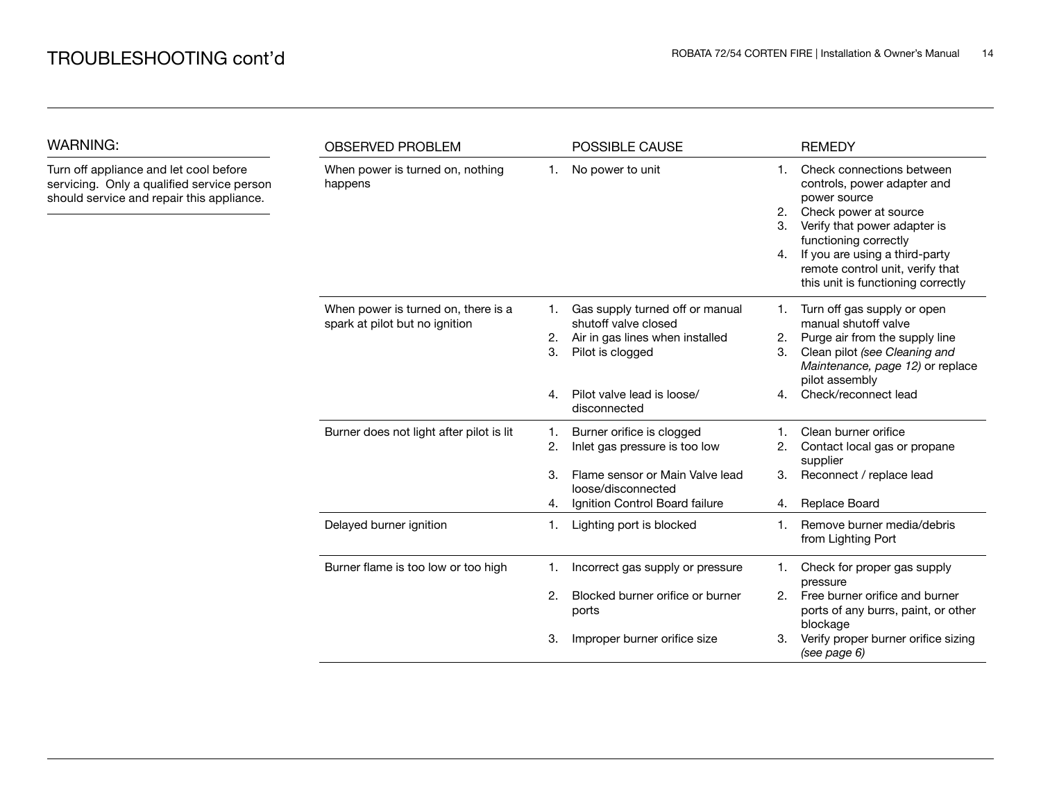# TROUBLESHOOTING cont'd

## WARNING:

Turn off appliance and let cool before servicing. Only a qualified service person should service and repair this appliance.

| OBSERVED PROBLEM | POSSIBLE CAUSE | REMEDY |
|---|---|---|
| When power is turned on, nothing happens | 1. No power to unit | 1. Check connections between controls, power adapter and power source<br>2. Check power at source<br>3. Verify that power adapter is functioning correctly<br>4. If you are using a third-party remote control unit, verify that this unit is functioning correctly |
| When power is turned on, there is a spark at pilot but no ignition | 1. Gas supply turned off or manual shutoff valve closed<br>2. Air in gas lines when installed<br>3. Pilot is clogged<br>4. Pilot valve lead is loose/ disconnected | 1. Turn off gas supply or open manual shutoff valve<br>2. Purge air from the supply line<br>3. Clean pilot *(see Cleaning and Maintenance, page 12)* or replace pilot assembly<br>4. Check/reconnect lead |
| Burner does not light after pilot is lit | 1. Burner orifice is clogged<br>2. Inlet gas pressure is too low<br>3. Flame sensor or Main Valve lead loose/disconnected<br>4. Ignition Control Board failure | 1. Clean burner orifice<br>2. Contact local gas or propane supplier<br>3. Reconnect / replace lead<br>4. Replace Board |
| Delayed burner ignition | 1. Lighting port is blocked | 1. Remove burner media/debris from Lighting Port |
| Burner flame is too low or too high | 1. Incorrect gas supply or pressure<br>2. Blocked burner orifice or burner ports<br>3. Improper burner orifice size | 1. Check for proper gas supply pressure<br>2. Free burner orifice and burner ports of any burrs, paint, or other blockage<br>3. Verify proper burner orifice sizing *(see page 6)* |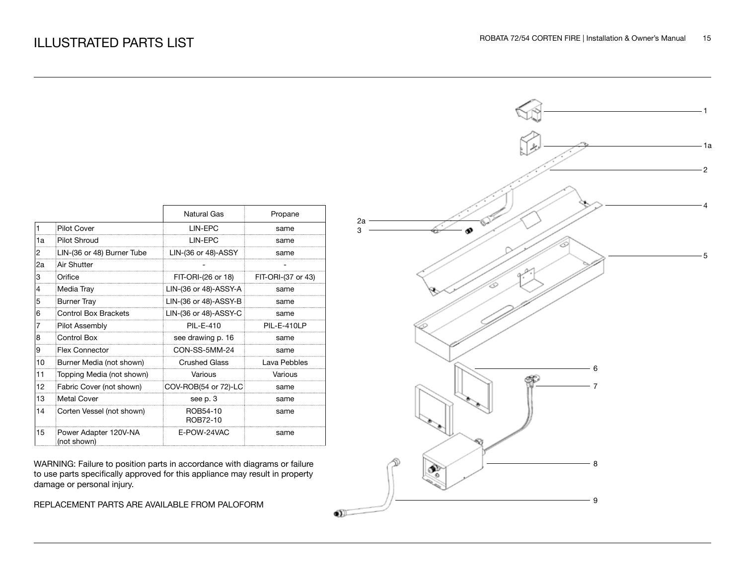# ILLUSTRATED PARTS LIST

| | | Natural Gas | Propane |
|---|---|---|---|
| 1 | Pilot Cover | LIN-EPC | same |
| 1a | Pilot Shroud | LIN-EPC | same |
| 2 | LIN-(36 or 48) Burner Tube | LIN-(36 or 48)-ASSY | same |
| 2a | Air Shutter | - | - |
| 3 | Orifice | FIT-ORI-(26 or 18) | FIT-ORI-(37 or 43) |
| 4 | Media Tray | LIN-(36 or 48)-ASSY-A | same |
| 5 | Burner Tray | LIN-(36 or 48)-ASSY-B | same |
| 6 | Control Box Brackets | LIN-(36 or 48)-ASSY-C | same |
| 7 | Pilot Assembly | PIL-E-410 | PIL-E-410LP |
| 8 | Control Box | see drawing p. 16 | same |
| 9 | Flex Connector | CON-SS-5MM-24 | same |
| 10 | Burner Media (not shown) | Crushed Glass | Lava Pebbles |
| 11 | Topping Media (not shown) | Various | Various |
| 12 | Fabric Cover (not shown) | COV-ROB(54 or 72)-LC | same |
| 13 | Metal Cover | see p. 3 | same |
| 14 | Corten Vessel (not shown) | ROB54-10 ROB72-10 | same |
| 15 | Power Adapter 120V-NA (not shown) | E-POW-24VAC | same |

WARNING: Failure to position parts in accordance with diagrams or failure to use parts specifically approved for this appliance may result in property damage or personal injury.

REPLACEMENT PARTS ARE AVAILABLE FROM PALOFORM

1
1a
2
2a
3
4
5
6
7
8
9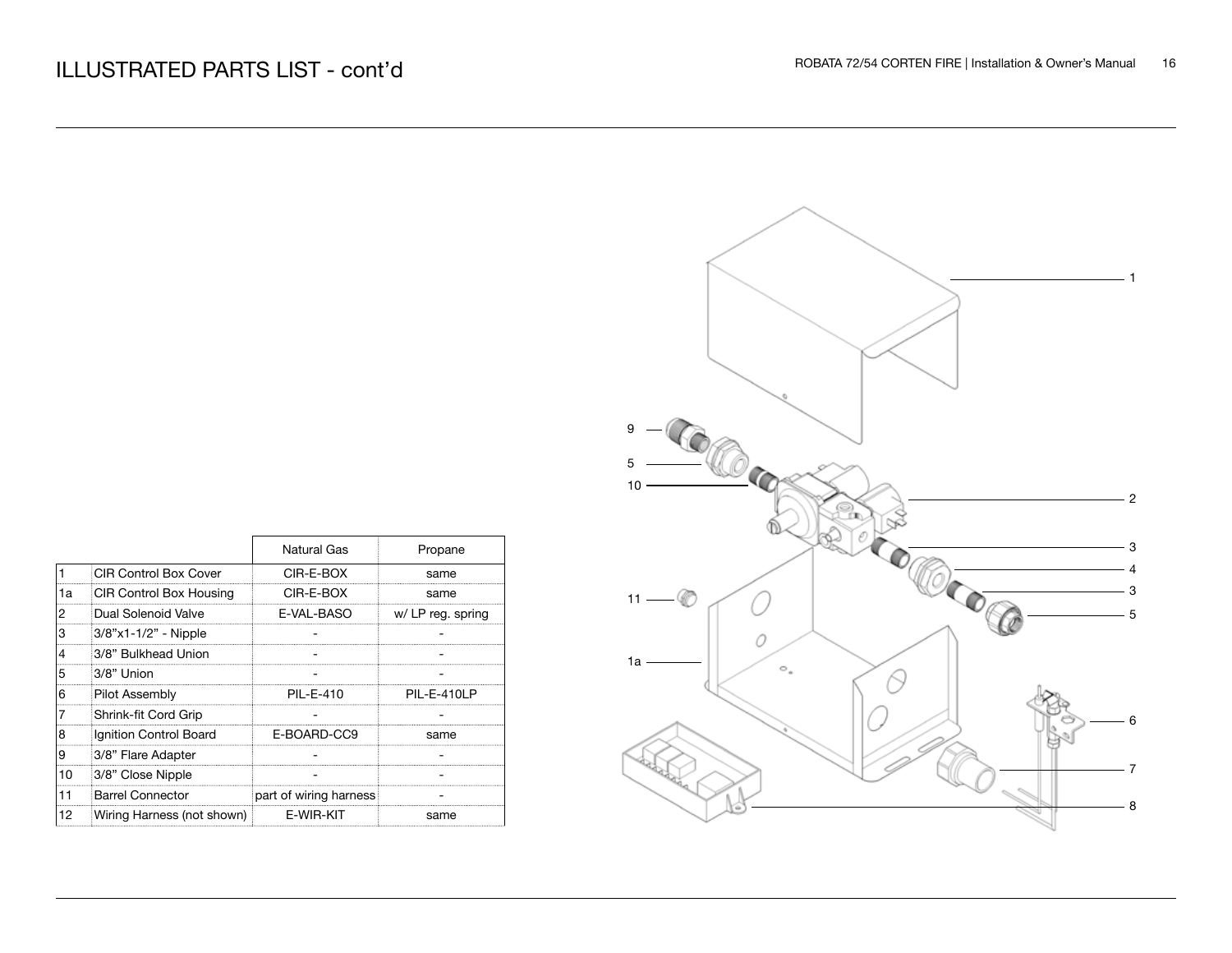# ILLUSTRATED PARTS LIST - cont'd

| | | Natural Gas | Propane |
|---|---|---|---|
| 1 | CIR Control Box Cover | CIR-E-BOX | same |
| 1a | CIR Control Box Housing | CIR-E-BOX | same |
| 2 | Dual Solenoid Valve | E-VAL-BASO | w/ LP reg. spring |
| 3 | 3/8"x1-1/2" - Nipple | - | - |
| 4 | 3/8" Bulkhead Union | - | - |
| 5 | 3/8" Union | - | - |
| 6 | Pilot Assembly | PIL-E-410 | PIL-E-410LP |
| 7 | Shrink-fit Cord Grip | - | - |
| 8 | Ignition Control Board | E-BOARD-CC9 | same |
| 9 | 3/8" Flare Adapter | - | - |
| 10 | 3/8" Close Nipple | - | - |
| 11 | Barrel Connector | part of wiring harness | - |
| 12 | Wiring Harness (not shown) | E-WIR-KIT | same |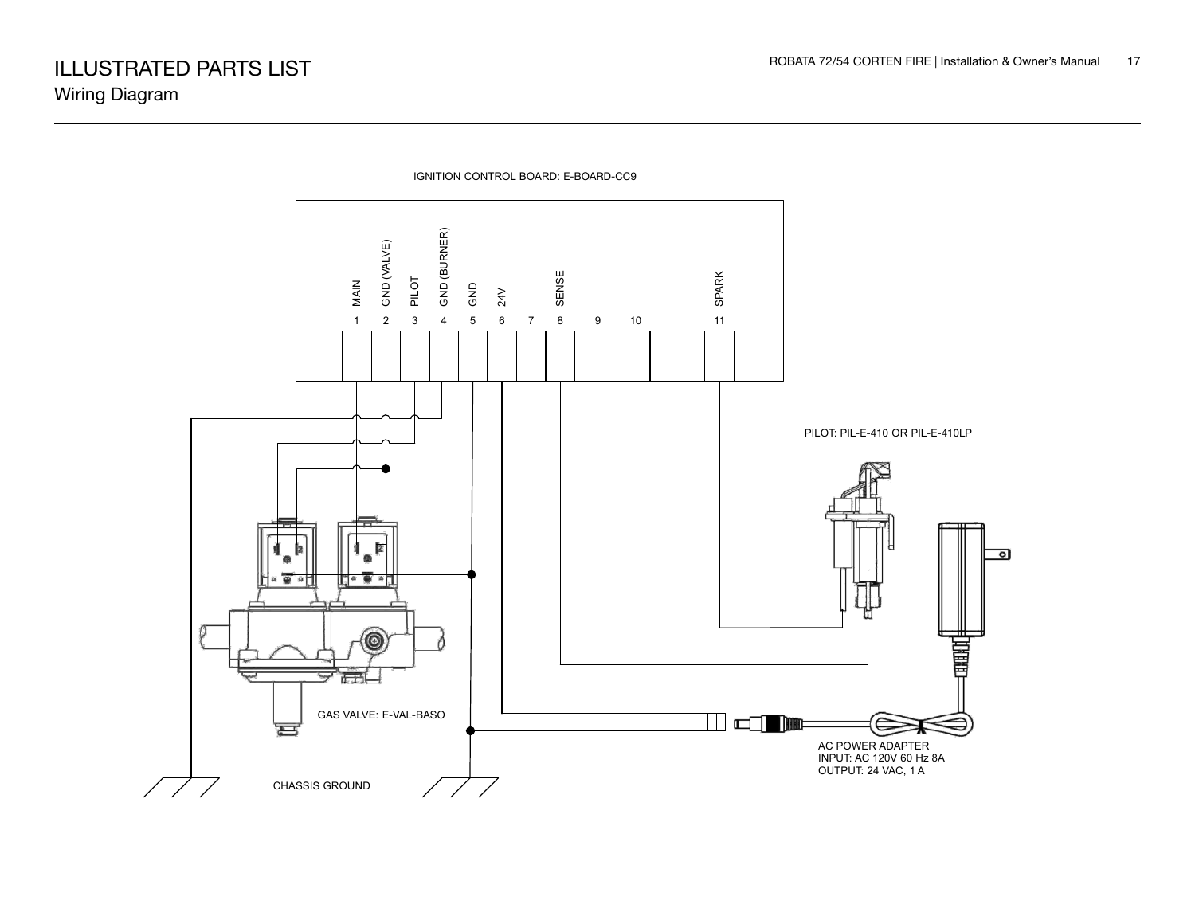# ILLUSTRATED PARTS LIST

## Wiring Diagram

IGNITION CONTROL BOARD: E-BOARD-CC9

| 1 | 2 | 3 | 4 | 5 | 6 | 7 | 8 | 9 | 10 | 11 |
|---|---|---|---|---|---|---|---|---|---|---|
| MAIN | GND (VALVE) | PILOT | GND (BURNER) | GND | 24V | | SENSE | | | SPARK |

PILOT: PIL-E-410 OR PIL-E-410LP

GAS VALVE: E-VAL-BASO

AC POWER ADAPTER
INPUT: AC 120V 60 Hz 8A
OUTPUT: 24 VAC, 1 A

CHASSIS GROUND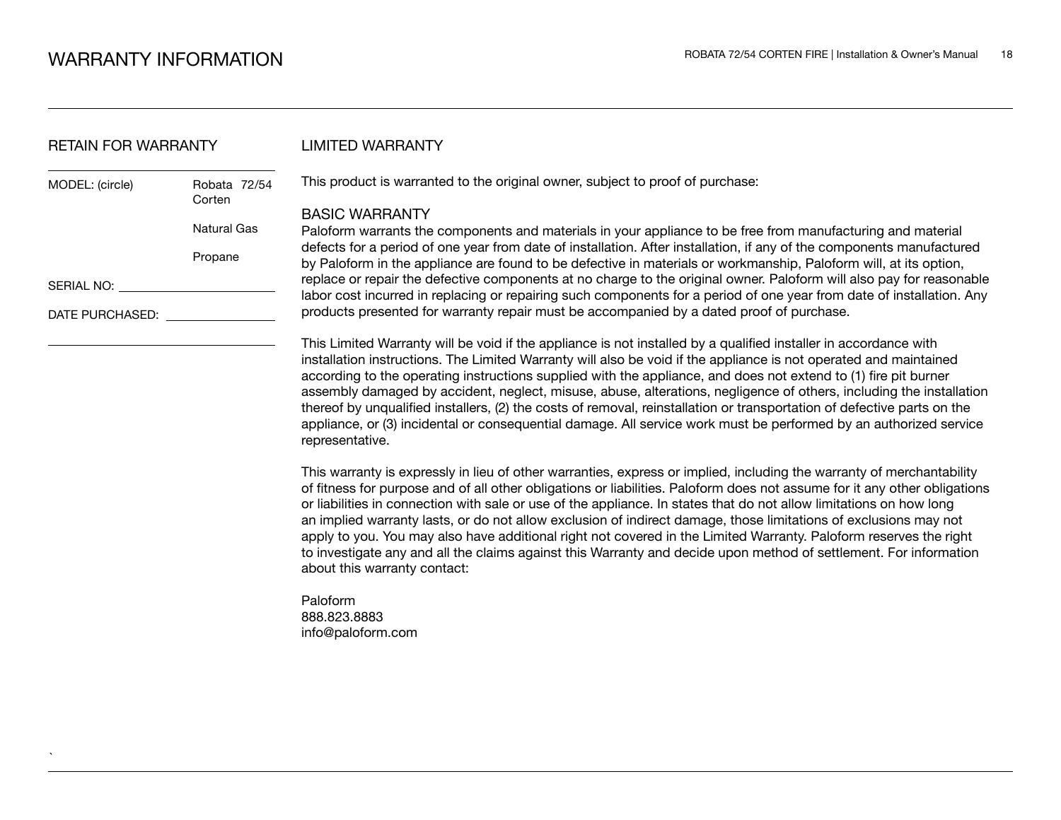# WARRANTY INFORMATION

## RETAIN FOR WARRANTY

| | |
|---|---|
| MODEL: (circle) | Robata 72/54 Corten |
| | Natural Gas |
| | Propane |
| SERIAL NO: | ________________ |
| DATE PURCHASED: | ________________ |

## LIMITED WARRANTY

This product is warranted to the original owner, subject to proof of purchase:

### BASIC WARRANTY

Paloform warrants the components and materials in your appliance to be free from manufacturing and material defects for a period of one year from date of installation. After installation, if any of the components manufactured by Paloform in the appliance are found to be defective in materials or workmanship, Paloform will, at its option, replace or repair the defective components at no charge to the original owner. Paloform will also pay for reasonable labor cost incurred in replacing or repairing such components for a period of one year from date of installation. Any products presented for warranty repair must be accompanied by a dated proof of purchase.

This Limited Warranty will be void if the appliance is not installed by a qualified installer in accordance with installation instructions. The Limited Warranty will also be void if the appliance is not operated and maintained according to the operating instructions supplied with the appliance, and does not extend to (1) fire pit burner assembly damaged by accident, neglect, misuse, abuse, alterations, negligence of others, including the installation thereof by unqualified installers, (2) the costs of removal, reinstallation or transportation of defective parts on the appliance, or (3) incidental or consequential damage. All service work must be performed by an authorized service representative.

This warranty is expressly in lieu of other warranties, express or implied, including the warranty of merchantability of fitness for purpose and of all other obligations or liabilities. Paloform does not assume for it any other obligations or liabilities in connection with sale or use of the appliance. In states that do not allow limitations on how long an implied warranty lasts, or do not allow exclusion of indirect damage, those limitations of exclusions may not apply to you. You may also have additional right not covered in the Limited Warranty. Paloform reserves the right to investigate any and all the claims against this Warranty and decide upon method of settlement. For information about this warranty contact:

Paloform
888.823.8883
info@paloform.com